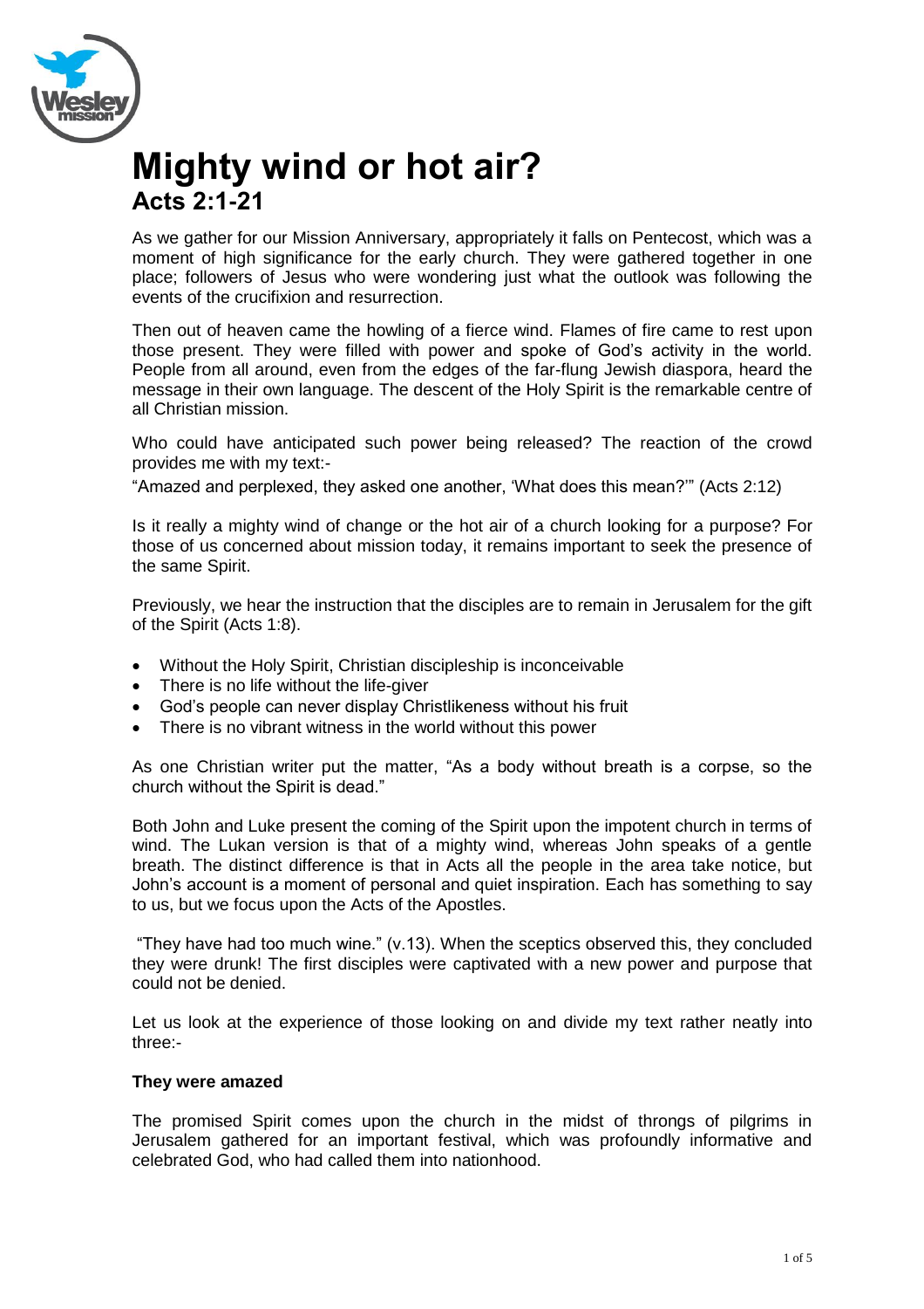# Mighty wind or hot air?
## Acts 2:1-21

As we gather for our Mission Anniversary, appropriately it falls on Pentecost, which was a moment of high significance for the early church. They were gathered together in one place; followers of Jesus who were wondering just what the outlook was following the events of the crucifixion and resurrection.

Then out of heaven came the howling of a fierce wind. Flames of fire came to rest upon those present. They were filled with power and spoke of God's activity in the world. People from all around, even from the edges of the far-flung Jewish diaspora, heard the message in their own language. The descent of the Holy Spirit is the remarkable centre of all Christian mission.

Who could have anticipated such power being released? The reaction of the crowd provides me with my text:-

"Amazed and perplexed, they asked one another, 'What does this mean?'" (Acts 2:12)

Is it really a mighty wind of change or the hot air of a church looking for a purpose? For those of us concerned about mission today, it remains important to seek the presence of the same Spirit.

Previously, we hear the instruction that the disciples are to remain in Jerusalem for the gift of the Spirit (Acts 1:8).

- Without the Holy Spirit, Christian discipleship is inconceivable
- There is no life without the life-giver
- God's people can never display Christlikeness without his fruit
- There is no vibrant witness in the world without this power

As one Christian writer put the matter, "As a body without breath is a corpse, so the church without the Spirit is dead."

Both John and Luke present the coming of the Spirit upon the impotent church in terms of wind. The Lukan version is that of a mighty wind, whereas John speaks of a gentle breath. The distinct difference is that in Acts all the people in the area take notice, but John's account is a moment of personal and quiet inspiration. Each has something to say to us, but we focus upon the Acts of the Apostles.

"They have had too much wine." (v.13). When the sceptics observed this, they concluded they were drunk! The first disciples were captivated with a new power and purpose that could not be denied.

Let us look at the experience of those looking on and divide my text rather neatly into three:-

**They were amazed**

The promised Spirit comes upon the church in the midst of throngs of pilgrims in Jerusalem gathered for an important festival, which was profoundly informative and celebrated God, who had called them into nationhood.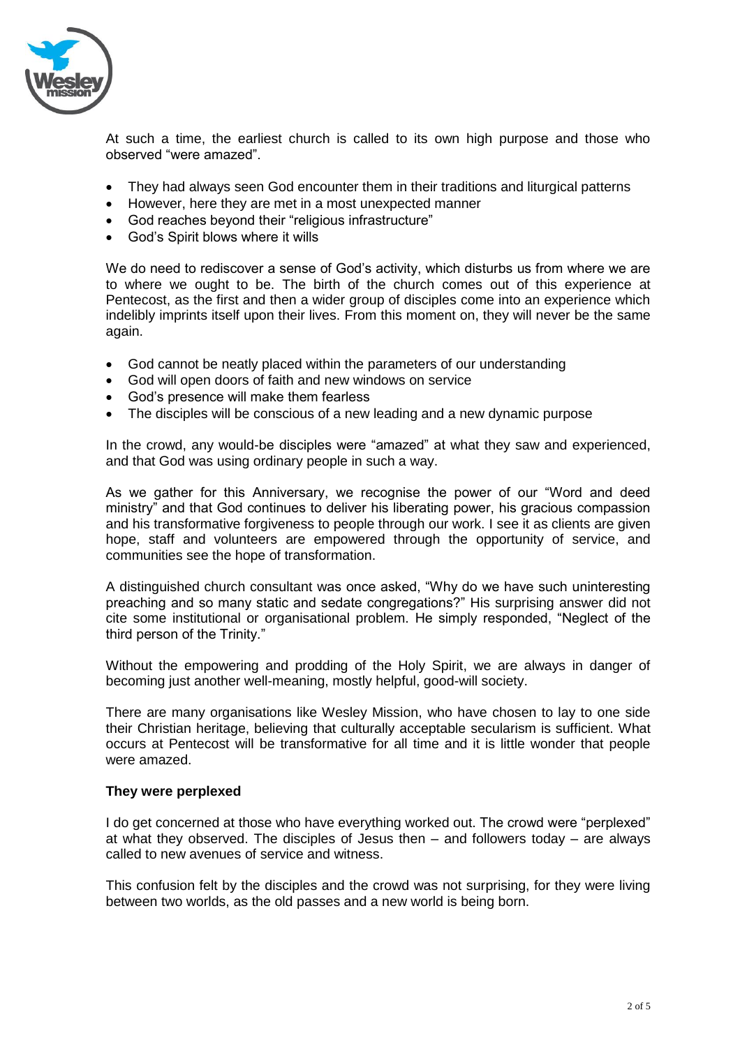At such a time, the earliest church is called to its own high purpose and those who observed "were amazed".

- They had always seen God encounter them in their traditions and liturgical patterns
- However, here they are met in a most unexpected manner
- God reaches beyond their "religious infrastructure"
- God's Spirit blows where it wills

We do need to rediscover a sense of God's activity, which disturbs us from where we are to where we ought to be. The birth of the church comes out of this experience at Pentecost, as the first and then a wider group of disciples come into an experience which indelibly imprints itself upon their lives. From this moment on, they will never be the same again.

- God cannot be neatly placed within the parameters of our understanding
- God will open doors of faith and new windows on service
- God's presence will make them fearless
- The disciples will be conscious of a new leading and a new dynamic purpose

In the crowd, any would-be disciples were "amazed" at what they saw and experienced, and that God was using ordinary people in such a way.

As we gather for this Anniversary, we recognise the power of our "Word and deed ministry" and that God continues to deliver his liberating power, his gracious compassion and his transformative forgiveness to people through our work. I see it as clients are given hope, staff and volunteers are empowered through the opportunity of service, and communities see the hope of transformation.

A distinguished church consultant was once asked, "Why do we have such uninteresting preaching and so many static and sedate congregations?" His surprising answer did not cite some institutional or organisational problem. He simply responded, "Neglect of the third person of the Trinity."

Without the empowering and prodding of the Holy Spirit, we are always in danger of becoming just another well-meaning, mostly helpful, good-will society.

There are many organisations like Wesley Mission, who have chosen to lay to one side their Christian heritage, believing that culturally acceptable secularism is sufficient. What occurs at Pentecost will be transformative for all time and it is little wonder that people were amazed.

**They were perplexed**

I do get concerned at those who have everything worked out. The crowd were "perplexed" at what they observed. The disciples of Jesus then – and followers today – are always called to new avenues of service and witness.

This confusion felt by the disciples and the crowd was not surprising, for they were living between two worlds, as the old passes and a new world is being born.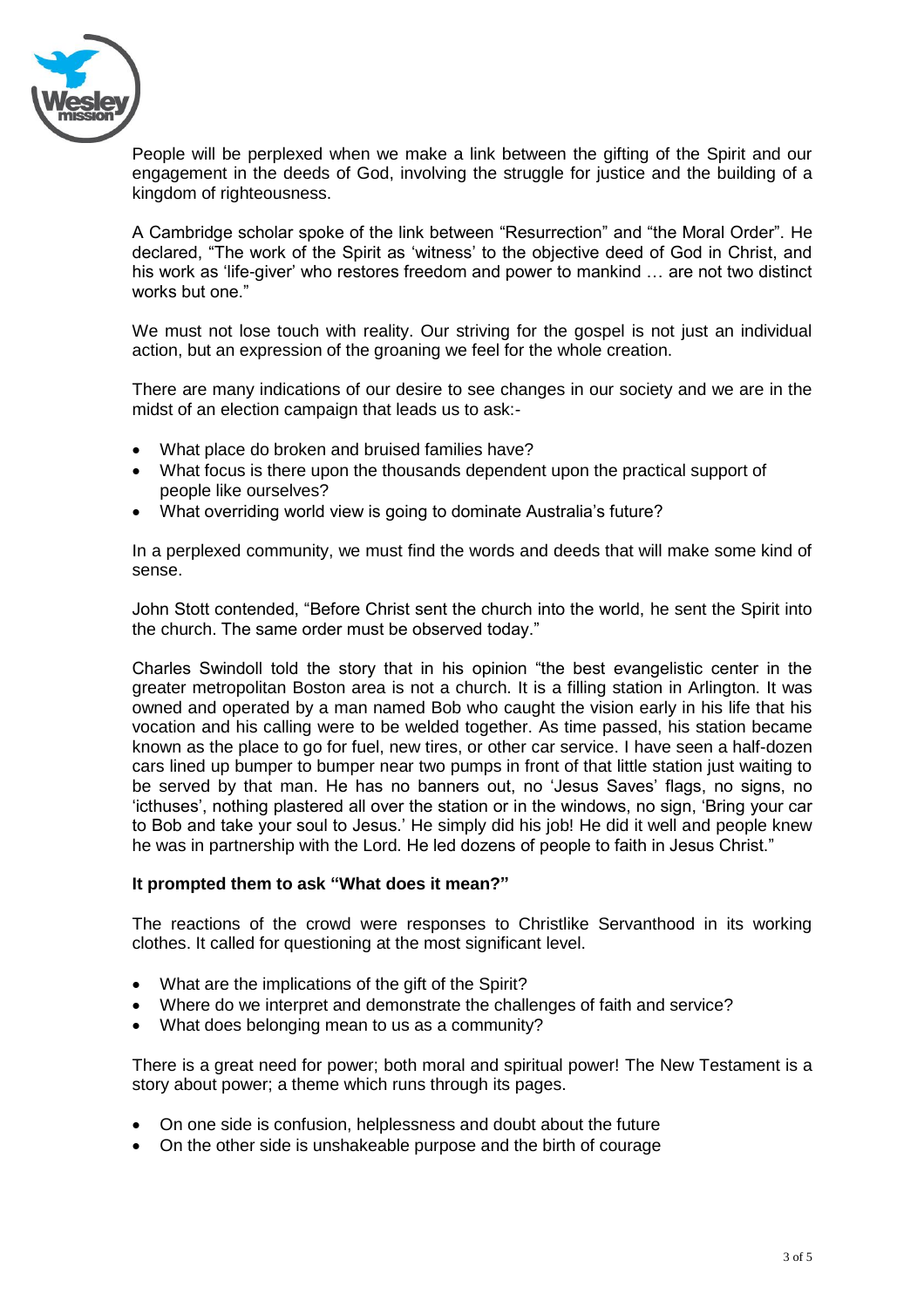People will be perplexed when we make a link between the gifting of the Spirit and our engagement in the deeds of God, involving the struggle for justice and the building of a kingdom of righteousness.

A Cambridge scholar spoke of the link between "Resurrection" and "the Moral Order". He declared, "The work of the Spirit as 'witness' to the objective deed of God in Christ, and his work as 'life-giver' who restores freedom and power to mankind … are not two distinct works but one."

We must not lose touch with reality. Our striving for the gospel is not just an individual action, but an expression of the groaning we feel for the whole creation.

There are many indications of our desire to see changes in our society and we are in the midst of an election campaign that leads us to ask:-

- What place do broken and bruised families have?
- What focus is there upon the thousands dependent upon the practical support of people like ourselves?
- What overriding world view is going to dominate Australia's future?

In a perplexed community, we must find the words and deeds that will make some kind of sense.

John Stott contended, "Before Christ sent the church into the world, he sent the Spirit into the church. The same order must be observed today."

Charles Swindoll told the story that in his opinion "the best evangelistic center in the greater metropolitan Boston area is not a church. It is a filling station in Arlington. It was owned and operated by a man named Bob who caught the vision early in his life that his vocation and his calling were to be welded together. As time passed, his station became known as the place to go for fuel, new tires, or other car service. I have seen a half-dozen cars lined up bumper to bumper near two pumps in front of that little station just waiting to be served by that man. He has no banners out, no 'Jesus Saves' flags, no signs, no 'icthuses', nothing plastered all over the station or in the windows, no sign, 'Bring your car to Bob and take your soul to Jesus.' He simply did his job! He did it well and people knew he was in partnership with the Lord. He led dozens of people to faith in Jesus Christ."

**It prompted them to ask "What does it mean?"**

The reactions of the crowd were responses to Christlike Servanthood in its working clothes. It called for questioning at the most significant level.

- What are the implications of the gift of the Spirit?
- Where do we interpret and demonstrate the challenges of faith and service?
- What does belonging mean to us as a community?

There is a great need for power; both moral and spiritual power! The New Testament is a story about power; a theme which runs through its pages.

- On one side is confusion, helplessness and doubt about the future
- On the other side is unshakeable purpose and the birth of courage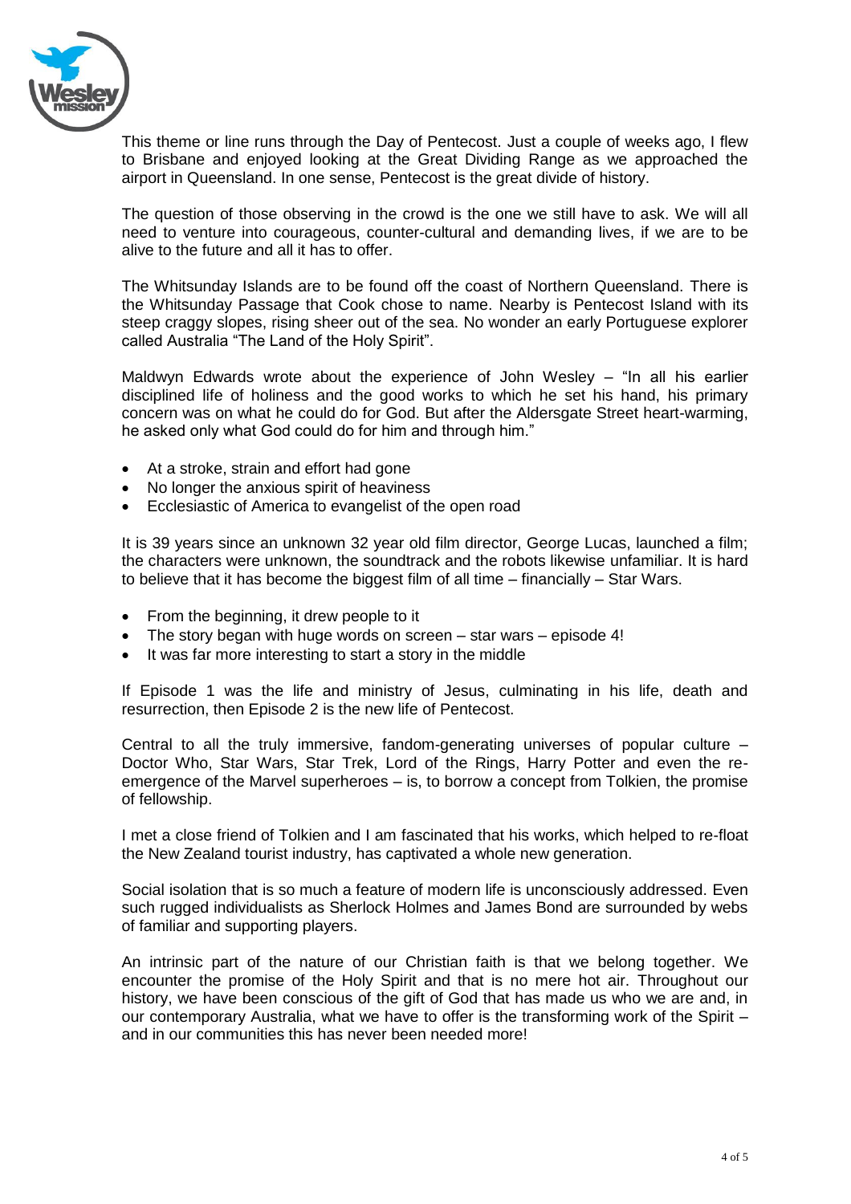This theme or line runs through the Day of Pentecost. Just a couple of weeks ago, I flew to Brisbane and enjoyed looking at the Great Dividing Range as we approached the airport in Queensland. In one sense, Pentecost is the great divide of history.

The question of those observing in the crowd is the one we still have to ask. We will all need to venture into courageous, counter-cultural and demanding lives, if we are to be alive to the future and all it has to offer.

The Whitsunday Islands are to be found off the coast of Northern Queensland. There is the Whitsunday Passage that Cook chose to name. Nearby is Pentecost Island with its steep craggy slopes, rising sheer out of the sea. No wonder an early Portuguese explorer called Australia "The Land of the Holy Spirit".

Maldwyn Edwards wrote about the experience of John Wesley – "In all his earlier disciplined life of holiness and the good works to which he set his hand, his primary concern was on what he could do for God. But after the Aldersgate Street heart-warming, he asked only what God could do for him and through him."

- At a stroke, strain and effort had gone
- No longer the anxious spirit of heaviness
- Ecclesiastic of America to evangelist of the open road

It is 39 years since an unknown 32 year old film director, George Lucas, launched a film; the characters were unknown, the soundtrack and the robots likewise unfamiliar. It is hard to believe that it has become the biggest film of all time – financially – Star Wars.

- From the beginning, it drew people to it
- The story began with huge words on screen – star wars – episode 4!
- It was far more interesting to start a story in the middle

If Episode 1 was the life and ministry of Jesus, culminating in his life, death and resurrection, then Episode 2 is the new life of Pentecost.

Central to all the truly immersive, fandom-generating universes of popular culture – Doctor Who, Star Wars, Star Trek, Lord of the Rings, Harry Potter and even the re-emergence of the Marvel superheroes – is, to borrow a concept from Tolkien, the promise of fellowship.

I met a close friend of Tolkien and I am fascinated that his works, which helped to re-float the New Zealand tourist industry, has captivated a whole new generation.

Social isolation that is so much a feature of modern life is unconsciously addressed. Even such rugged individualists as Sherlock Holmes and James Bond are surrounded by webs of familiar and supporting players.

An intrinsic part of the nature of our Christian faith is that we belong together. We encounter the promise of the Holy Spirit and that is no mere hot air. Throughout our history, we have been conscious of the gift of God that has made us who we are and, in our contemporary Australia, what we have to offer is the transforming work of the Spirit – and in our communities this has never been needed more!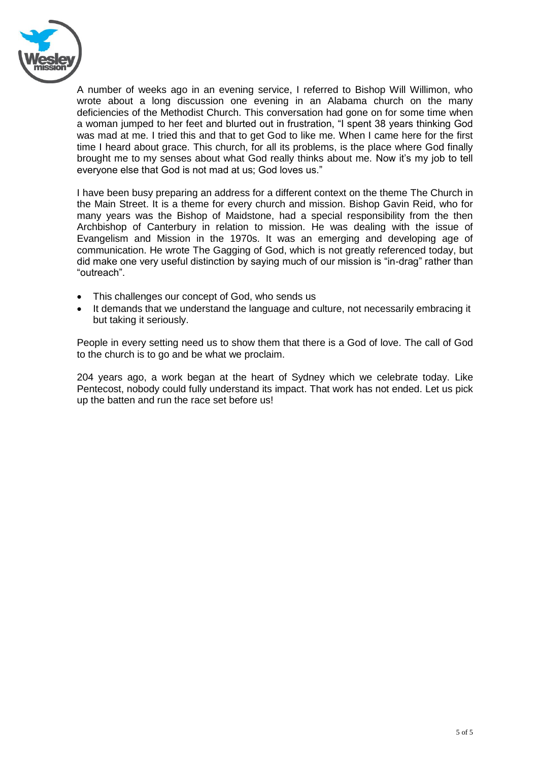A number of weeks ago in an evening service, I referred to Bishop Will Willimon, who wrote about a long discussion one evening in an Alabama church on the many deficiencies of the Methodist Church. This conversation had gone on for some time when a woman jumped to her feet and blurted out in frustration, "I spent 38 years thinking God was mad at me. I tried this and that to get God to like me. When I came here for the first time I heard about grace. This church, for all its problems, is the place where God finally brought me to my senses about what God really thinks about me. Now it's my job to tell everyone else that God is not mad at us; God loves us."

I have been busy preparing an address for a different context on the theme The Church in the Main Street. It is a theme for every church and mission. Bishop Gavin Reid, who for many years was the Bishop of Maidstone, had a special responsibility from the then Archbishop of Canterbury in relation to mission. He was dealing with the issue of Evangelism and Mission in the 1970s. It was an emerging and developing age of communication. He wrote The Gagging of God, which is not greatly referenced today, but did make one very useful distinction by saying much of our mission is "in-drag" rather than "outreach".

- This challenges our concept of God, who sends us
- It demands that we understand the language and culture, not necessarily embracing it but taking it seriously.

People in every setting need us to show them that there is a God of love. The call of God to the church is to go and be what we proclaim.

204 years ago, a work began at the heart of Sydney which we celebrate today. Like Pentecost, nobody could fully understand its impact. That work has not ended. Let us pick up the batten and run the race set before us!